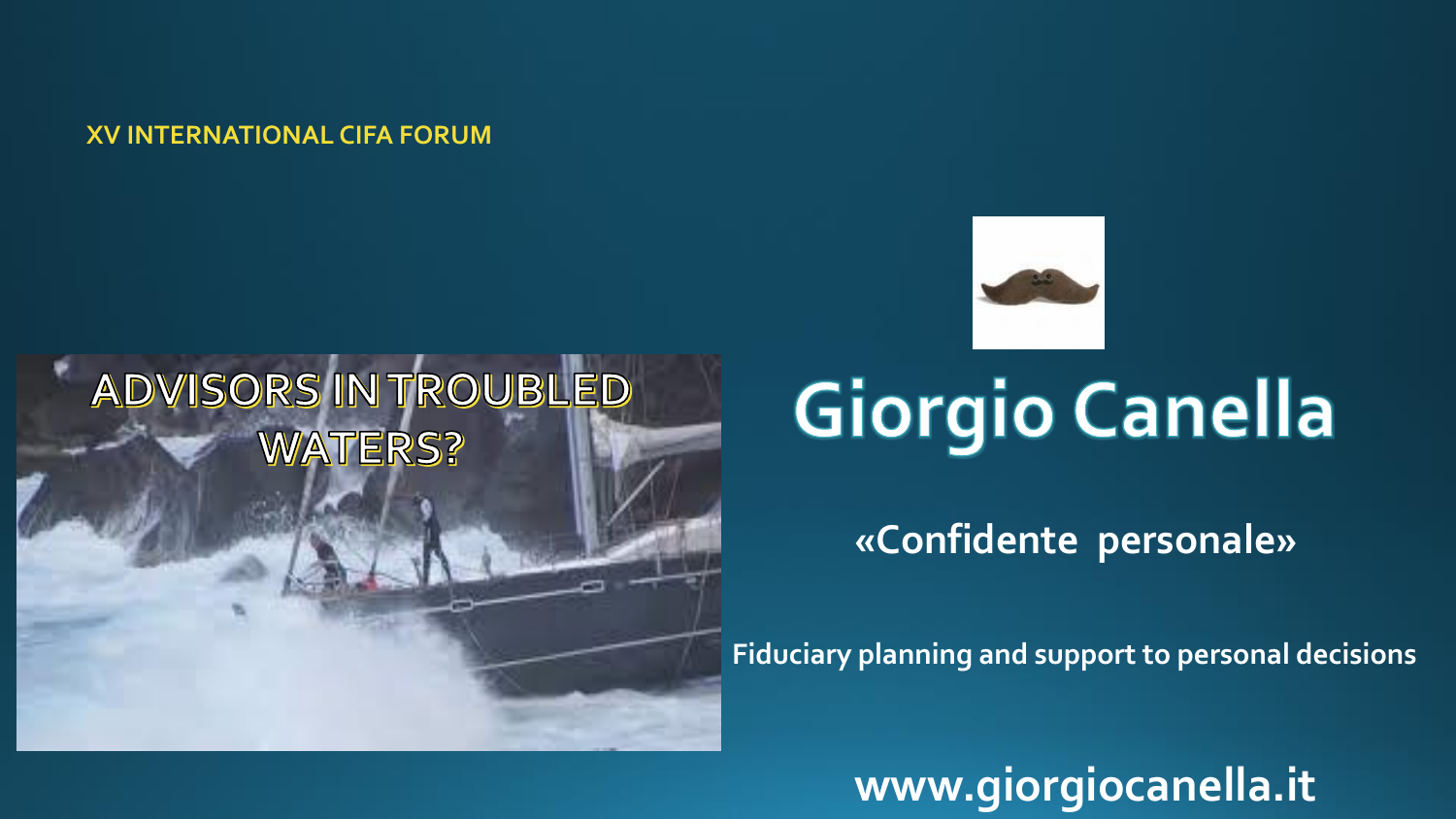XV INTERNATIONAL CIFA FORUM

ADVISORS IN TROUBLED WATERS?

# Giorgio Canella

«Confidente personale»

**Fiduciary planning and support to personal decisions**

**www.giorgiocanella.it**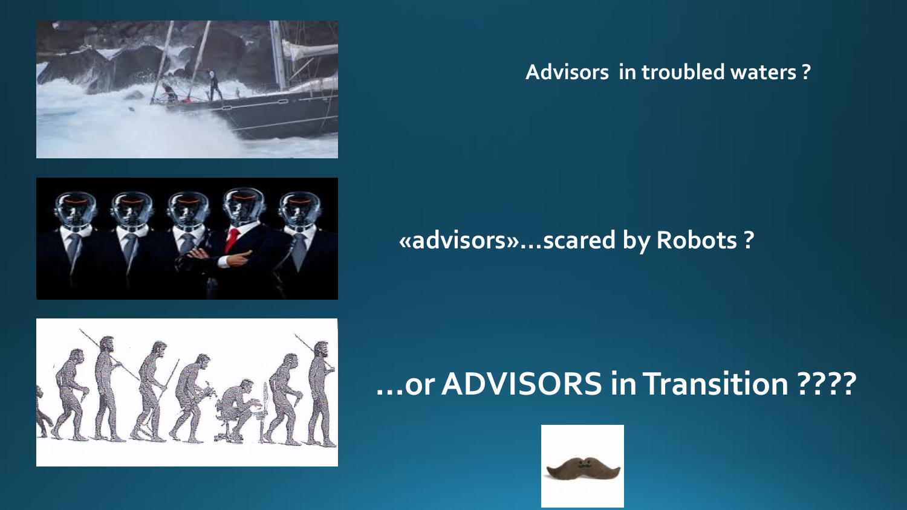Advisors in troubled waters ?

«advisors»...scared by Robots ?

## ...or ADVISORS in Transition ????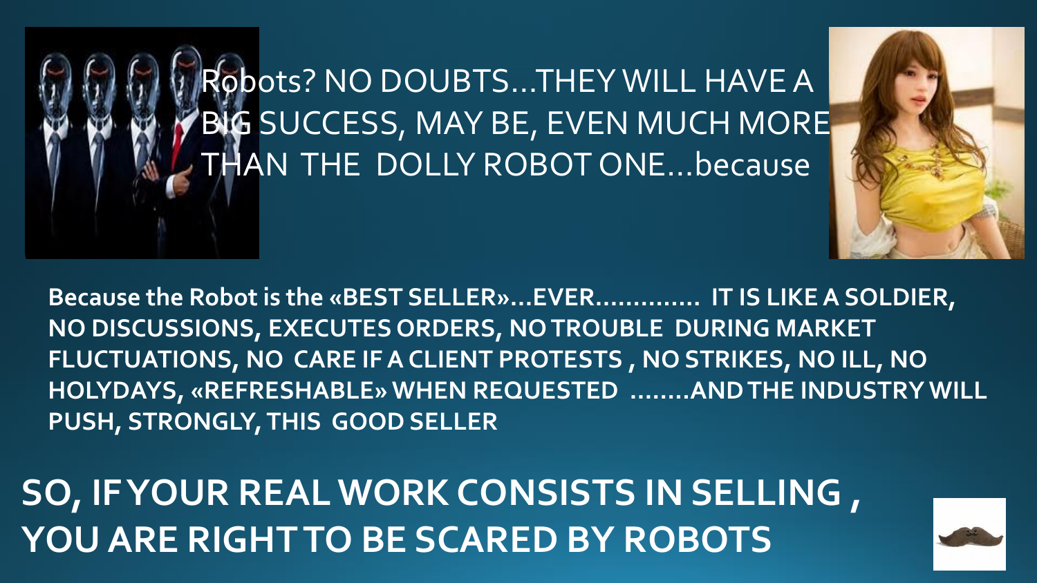Robots? NO DOUBTS…THEY WILL HAVE A BIG SUCCESS, MAY BE, EVEN MUCH MORE THAN THE DOLLY ROBOT ONE…because

**Because the Robot is the «BEST SELLER»…EVER…………. IT IS LIKE A SOLDIER, NO DISCUSSIONS, EXECUTES ORDERS, NO TROUBLE DURING MARKET FLUCTUATIONS, NO CARE IF A CLIENT PROTESTS , NO STRIKES, NO ILL, NO HOLYDAYS, «REFRESHABLE» WHEN REQUESTED ……..AND THE INDUSTRY WILL PUSH, STRONGLY, THIS GOOD SELLER**

**SO, IF YOUR REAL WORK CONSISTS IN SELLING , YOU ARE RIGHT TO BE SCARED BY ROBOTS**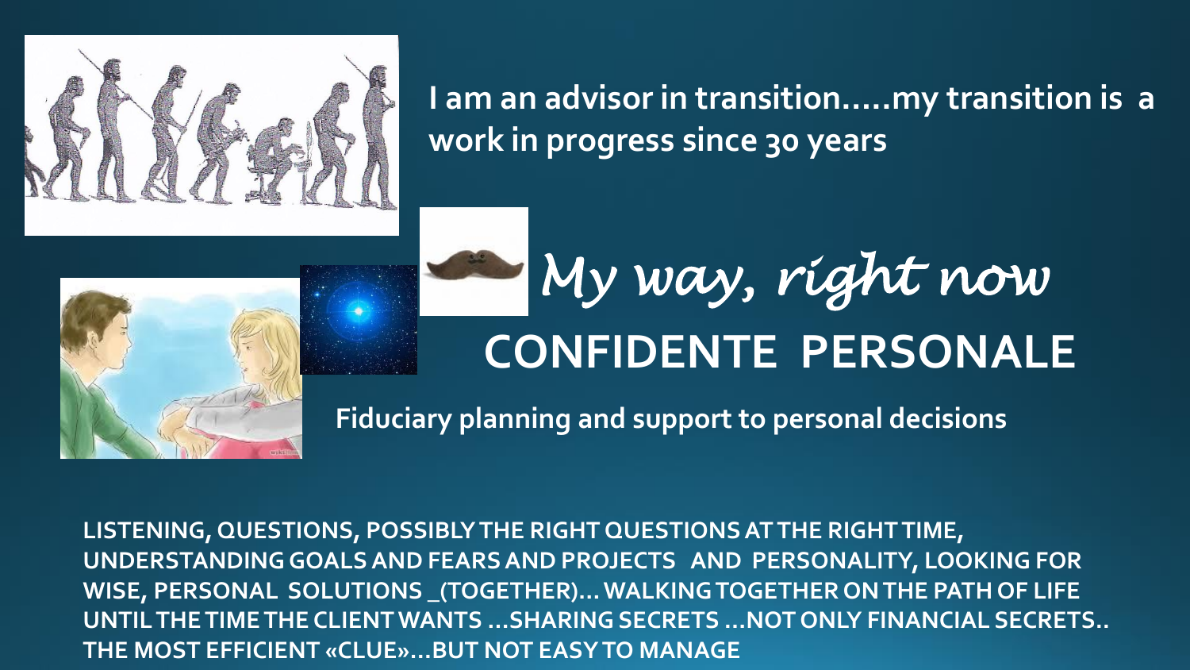I am an advisor in transition.....my transition is a work in progress since 30 years

# *My way, right now*

# CONFIDENTE PERSONALE

**Fiduciary planning and support to personal decisions**

**LISTENING, QUESTIONS, POSSIBLY THE RIGHT QUESTIONS AT THE RIGHT TIME, UNDERSTANDING GOALS AND FEARS AND PROJECTS AND PERSONALITY, LOOKING FOR WISE, PERSONAL SOLUTIONS _(TOGETHER)... WALKING TOGETHER ON THE PATH OF LIFE UNTIL THE TIME THE CLIENT WANTS ...SHARING SECRETS ...NOT ONLY FINANCIAL SECRETS.. THE MOST EFFICIENT «CLUE»...BUT NOT EASY TO MANAGE**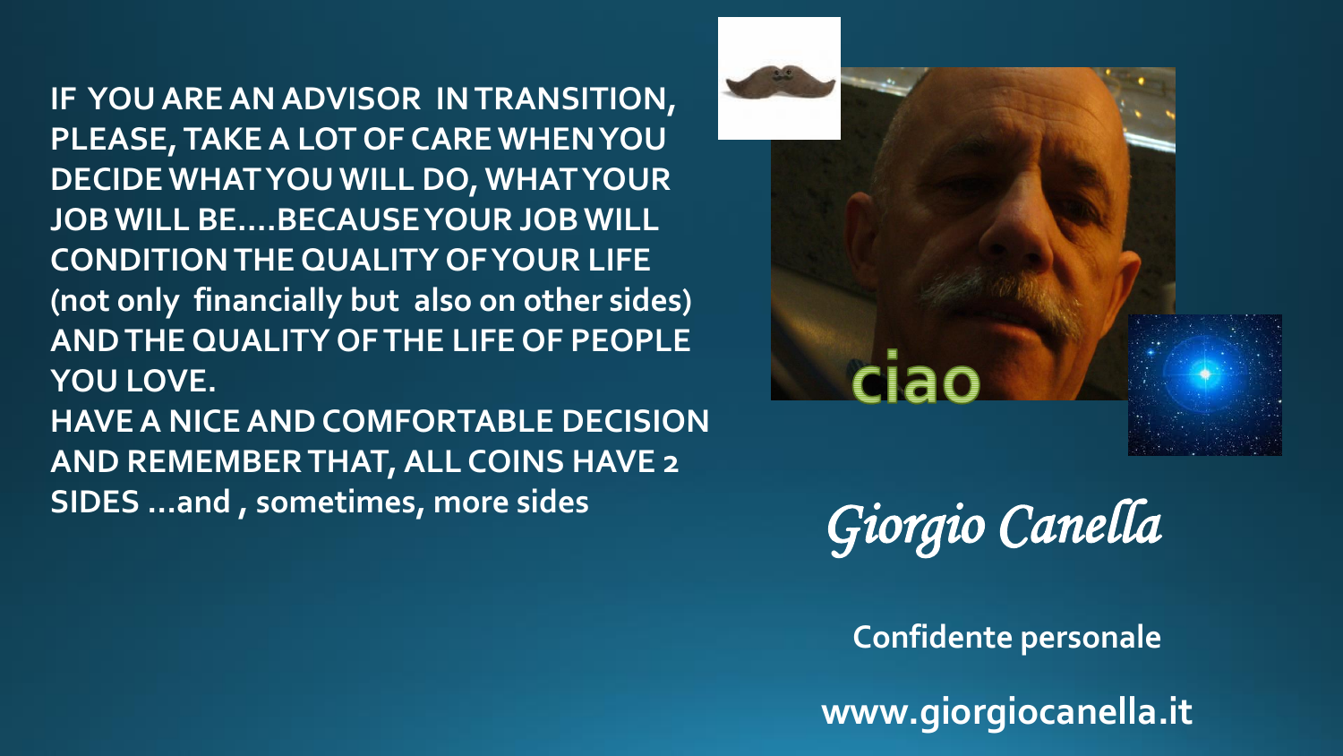**IF YOU ARE AN ADVISOR IN TRANSITION, PLEASE, TAKE A LOT OF CARE WHEN YOU DECIDE WHAT YOU WILL DO, WHAT YOUR JOB WILL BE....BECAUSE YOUR JOB WILL CONDITION THE QUALITY OF YOUR LIFE (not only financially but also on other sides) AND THE QUALITY OF THE LIFE OF PEOPLE YOU LOVE.**

**HAVE A NICE AND COMFORTABLE DECISION AND REMEMBER THAT, ALL COINS HAVE 2 SIDES ...and , sometimes, more sides**

ciao

*Giorgio Canella*

**Confidente personale**

**www.giorgiocanella.it**